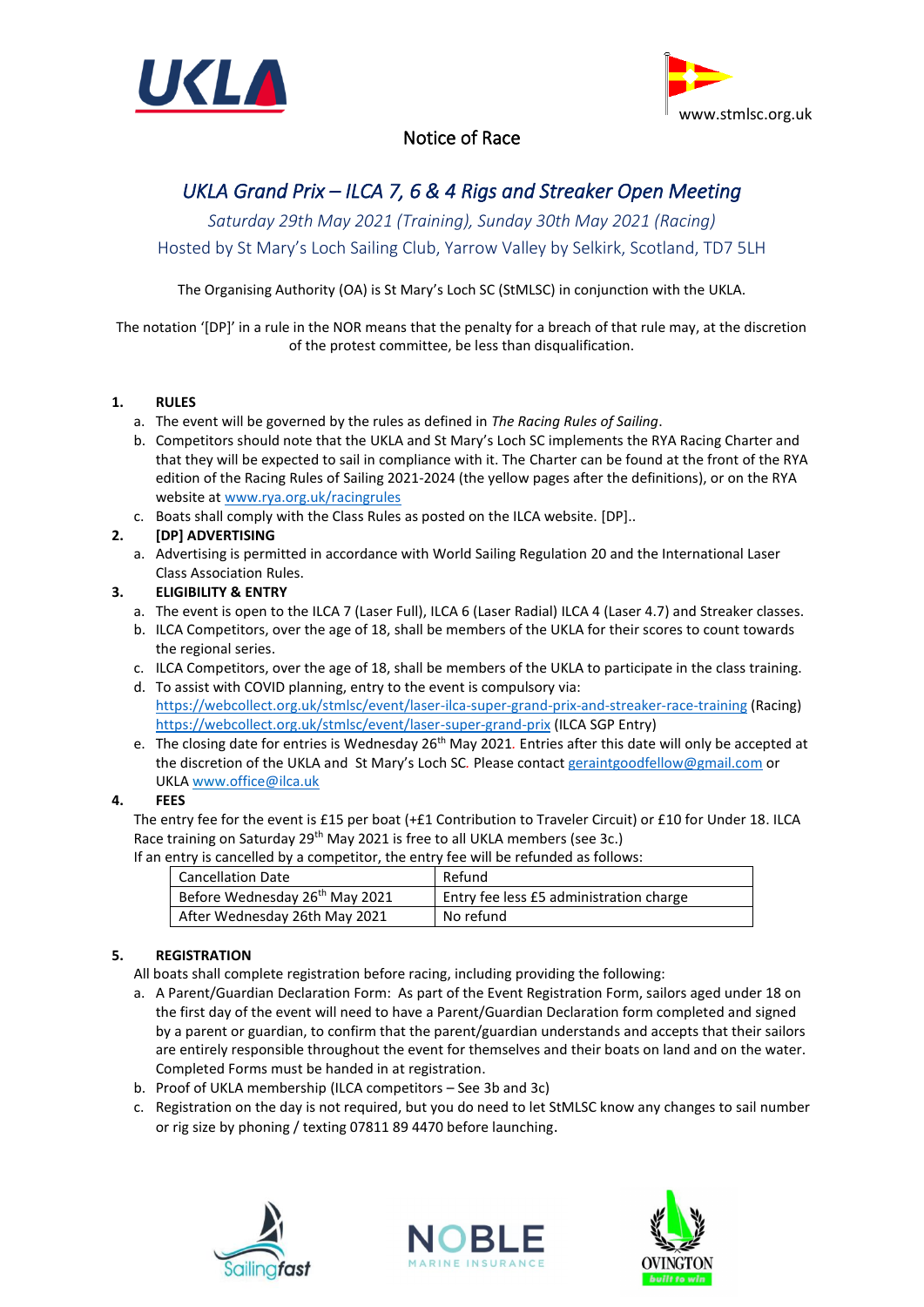www.stmlsc.org.uk

Notice of Race

# *UKLA Grand Prix – ILCA 7, 6 & 4 Rigs and Streaker Open Meeting*

*Saturday 29th May 2021 (Training), Sunday 30th May 2021 (Racing)*

Hosted by St Mary's Loch Sailing Club, Yarrow Valley by Selkirk, Scotland, TD7 5LH

The Organising Authority (OA) is St Mary's Loch SC (StMLSC) in conjunction with the UKLA.

The notation '[DP]' in a rule in the NOR means that the penalty for a breach of that rule may, at the discretion of the protest committee, be less than disqualification.

**1. RULES**

a. The event will be governed by the rules as defined in *The Racing Rules of Sailing*.

b. Competitors should note that the UKLA and St Mary's Loch SC implements the RYA Racing Charter and that they will be expected to sail in compliance with it. The Charter can be found at the front of the RYA edition of the Racing Rules of Sailing 2021-2024 (the yellow pages after the definitions), or on the RYA website at www.rya.org.uk/racingrules

c. Boats shall comply with the Class Rules as posted on the ILCA website. [DP]..

**2. [DP] ADVERTISING**

a. Advertising is permitted in accordance with World Sailing Regulation 20 and the International Laser Class Association Rules.

**3. ELIGIBILITY & ENTRY**

a. The event is open to the ILCA 7 (Laser Full), ILCA 6 (Laser Radial) ILCA 4 (Laser 4.7) and Streaker classes.

b. ILCA Competitors, over the age of 18, shall be members of the UKLA for their scores to count towards the regional series.

c. ILCA Competitors, over the age of 18, shall be members of the UKLA to participate in the class training.

d. To assist with COVID planning, entry to the event is compulsory via:
https://webcollect.org.uk/stmlsc/event/laser-ilca-super-grand-prix-and-streaker-race-training (Racing)
https://webcollect.org.uk/stmlsc/event/laser-super-grand-prix (ILCA SGP Entry)

e. The closing date for entries is Wednesday 26th May 2021. Entries after this date will only be accepted at the discretion of the UKLA and St Mary's Loch SC. Please contact geraintgoodfellow@gmail.com or UKLA www.office@ilca.uk

**4. FEES**

The entry fee for the event is £15 per boat (+£1 Contribution to Traveler Circuit) or £10 for Under 18. ILCA Race training on Saturday 29th May 2021 is free to all UKLA members (see 3c.)

If an entry is cancelled by a competitor, the entry fee will be refunded as follows:

| Cancellation Date | Refund |
|---|---|
| Before Wednesday 26th May 2021 | Entry fee less £5 administration charge |
| After Wednesday 26th May 2021 | No refund |

**5. REGISTRATION**

All boats shall complete registration before racing, including providing the following:

a. A Parent/Guardian Declaration Form: As part of the Event Registration Form, sailors aged under 18 on the first day of the event will need to have a Parent/Guardian Declaration form completed and signed by a parent or guardian, to confirm that the parent/guardian understands and accepts that their sailors are entirely responsible throughout the event for themselves and their boats on land and on the water. Completed Forms must be handed in at registration.

b. Proof of UKLA membership (ILCA competitors – See 3b and 3c)

c. Registration on the day is not required, but you do need to let StMLSC know any changes to sail number or rig size by phoning / texting 07811 89 4470 before launching.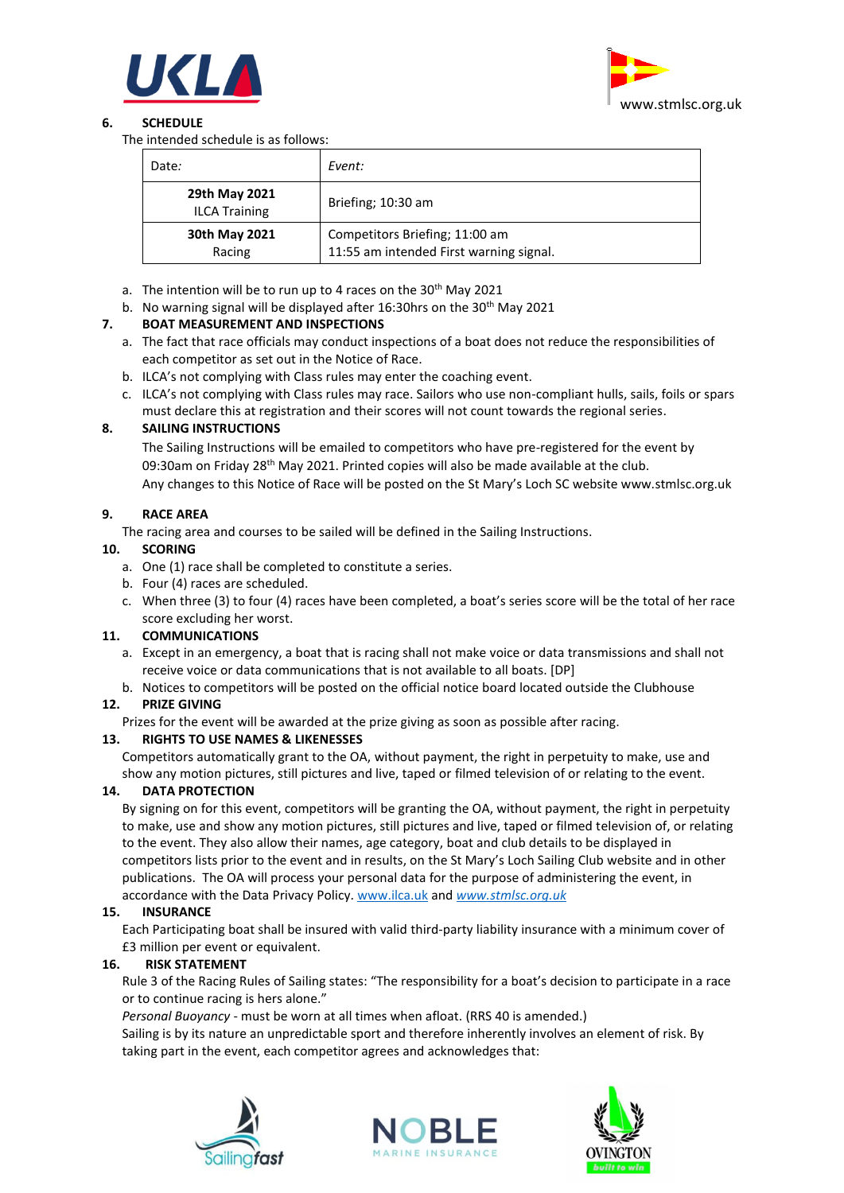www.stmlsc.org.uk

## 6. SCHEDULE

The intended schedule is as follows:

| *Date:* | *Event:* |
|---|---|
| **29th May 2021** ILCA Training | Briefing; 10:30 am |
| **30th May 2021** Racing | Competitors Briefing; 11:00 am<br>11:55 am intended First warning signal. |

a. The intention will be to run up to 4 races on the 30th May 2021
b. No warning signal will be displayed after 16:30hrs on the 30th May 2021

## 7. BOAT MEASUREMENT AND INSPECTIONS

a. The fact that race officials may conduct inspections of a boat does not reduce the responsibilities of each competitor as set out in the Notice of Race.
b. ILCA's not complying with Class rules may enter the coaching event.
c. ILCA's not complying with Class rules may race. Sailors who use non-compliant hulls, sails, foils or spars must declare this at registration and their scores will not count towards the regional series.

## 8. SAILING INSTRUCTIONS

The Sailing Instructions will be emailed to competitors who have pre-registered for the event by 09:30am on Friday 28th May 2021. Printed copies will also be made available at the club.
Any changes to this Notice of Race will be posted on the St Mary's Loch SC website www.stmlsc.org.uk

## 9. RACE AREA

The racing area and courses to be sailed will be defined in the Sailing Instructions.

## 10. SCORING

a. One (1) race shall be completed to constitute a series.
b. Four (4) races are scheduled.
c. When three (3) to four (4) races have been completed, a boat's series score will be the total of her race score excluding her worst.

## 11. COMMUNICATIONS

a. Except in an emergency, a boat that is racing shall not make voice or data transmissions and shall not receive voice or data communications that is not available to all boats. [DP]
b. Notices to competitors will be posted on the official notice board located outside the Clubhouse

## 12. PRIZE GIVING

Prizes for the event will be awarded at the prize giving as soon as possible after racing.

## 13. RIGHTS TO USE NAMES & LIKENESSES

Competitors automatically grant to the OA, without payment, the right in perpetuity to make, use and show any motion pictures, still pictures and live, taped or filmed television of or relating to the event.

## 14. DATA PROTECTION

By signing on for this event, competitors will be granting the OA, without payment, the right in perpetuity to make, use and show any motion pictures, still pictures and live, taped or filmed television of, or relating to the event. They also allow their names, age category, boat and club details to be displayed in competitors lists prior to the event and in results, on the St Mary's Loch Sailing Club website and in other publications. The OA will process your personal data for the purpose of administering the event, in accordance with the Data Privacy Policy. www.ilca.uk and *www.stmlsc.org.uk*

## 15. INSURANCE

Each Participating boat shall be insured with valid third-party liability insurance with a minimum cover of £3 million per event or equivalent.

## 16. RISK STATEMENT

Rule 3 of the Racing Rules of Sailing states: "The responsibility for a boat's decision to participate in a race or to continue racing is hers alone."
*Personal Buoyancy* - must be worn at all times when afloat. (RRS 40 is amended.)
Sailing is by its nature an unpredictable sport and therefore inherently involves an element of risk. By taking part in the event, each competitor agrees and acknowledges that: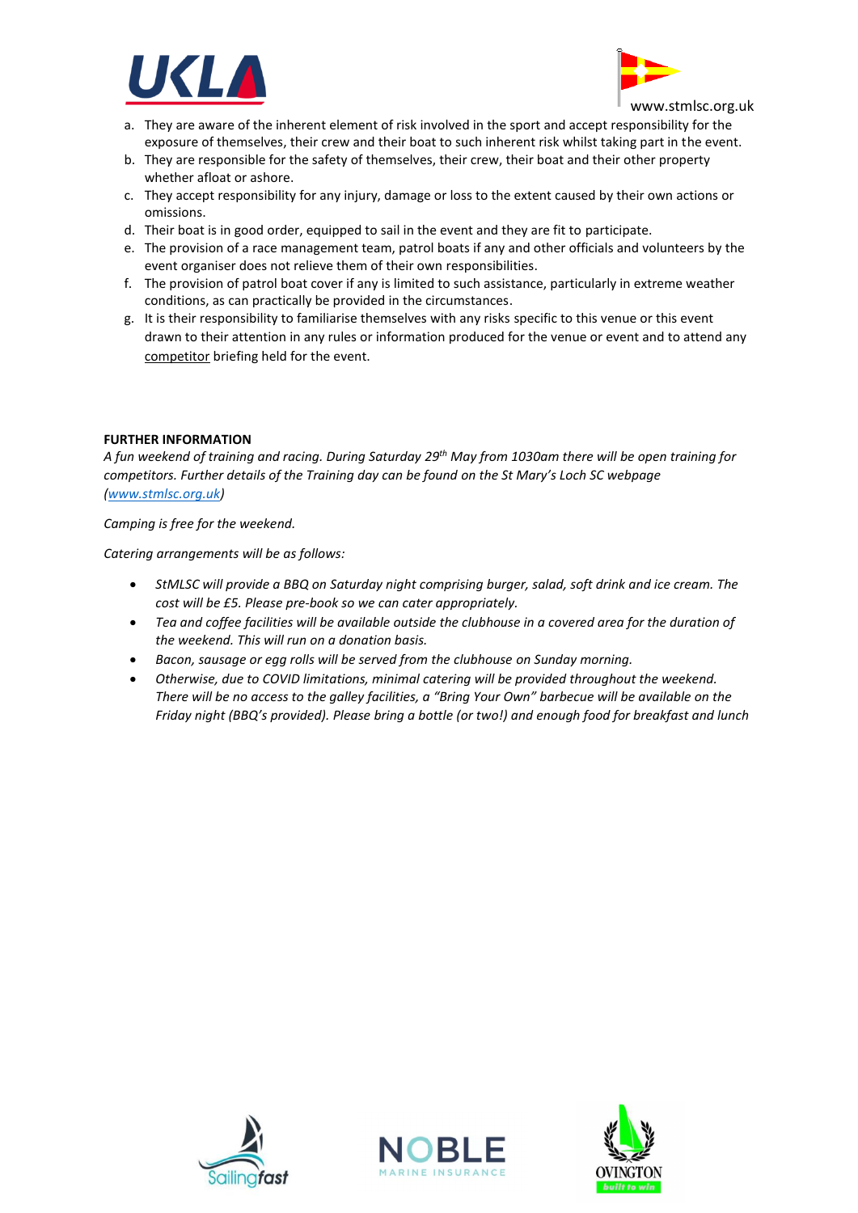a. They are aware of the inherent element of risk involved in the sport and accept responsibility for the exposure of themselves, their crew and their boat to such inherent risk whilst taking part in the event.
b. They are responsible for the safety of themselves, their crew, their boat and their other property whether afloat or ashore.
c. They accept responsibility for any injury, damage or loss to the extent caused by their own actions or omissions.
d. Their boat is in good order, equipped to sail in the event and they are fit to participate.
e. The provision of a race management team, patrol boats if any and other officials and volunteers by the event organiser does not relieve them of their own responsibilities.
f. The provision of patrol boat cover if any is limited to such assistance, particularly in extreme weather conditions, as can practically be provided in the circumstances.
g. It is their responsibility to familiarise themselves with any risks specific to this venue or this event drawn to their attention in any rules or information produced for the venue or event and to attend any competitor briefing held for the event.

**FURTHER INFORMATION**

*A fun weekend of training and racing. During Saturday 29th May from 1030am there will be open training for competitors. Further details of the Training day can be found on the St Mary's Loch SC webpage (www.stmlsc.org.uk)*

*Camping is free for the weekend.*

*Catering arrangements will be as follows:*

- *StMLSC will provide a BBQ on Saturday night comprising burger, salad, soft drink and ice cream. The cost will be £5. Please pre-book so we can cater appropriately.*
- *Tea and coffee facilities will be available outside the clubhouse in a covered area for the duration of the weekend. This will run on a donation basis.*
- *Bacon, sausage or egg rolls will be served from the clubhouse on Sunday morning.*
- *Otherwise, due to COVID limitations, minimal catering will be provided throughout the weekend. There will be no access to the galley facilities, a "Bring Your Own" barbecue will be available on the Friday night (BBQ's provided). Please bring a bottle (or two!) and enough food for breakfast and lunch*